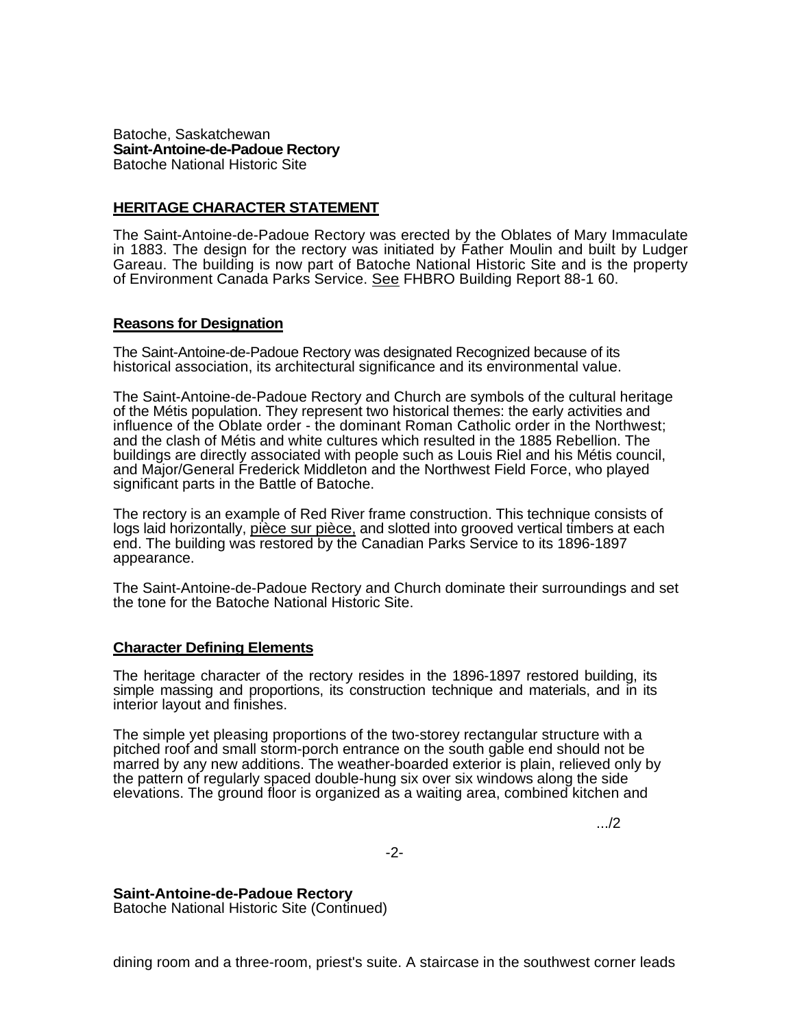Batoche, Saskatchewan
**Saint-Antoine-de-Padoue Rectory**
Batoche National Historic Site

## HERITAGE CHARACTER STATEMENT

The Saint-Antoine-de-Padoue Rectory was erected by the Oblates of Mary Immaculate in 1883. The design for the rectory was initiated by Father Moulin and built by Ludger Gareau. The building is now part of Batoche National Historic Site and is the property of Environment Canada Parks Service. See FHBRO Building Report 88-1 60.

### Reasons for Designation

The Saint-Antoine-de-Padoue Rectory was designated Recognized because of its historical association, its architectural significance and its environmental value.

The Saint-Antoine-de-Padoue Rectory and Church are symbols of the cultural heritage of the Métis population. They represent two historical themes: the early activities and influence of the Oblate order - the dominant Roman Catholic order in the Northwest; and the clash of Métis and white cultures which resulted in the 1885 Rebellion. The buildings are directly associated with people such as Louis Riel and his Métis council, and Major/General Frederick Middleton and the Northwest Field Force, who played significant parts in the Battle of Batoche.

The rectory is an example of Red River frame construction. This technique consists of logs laid horizontally, pièce sur pièce, and slotted into grooved vertical timbers at each end. The building was restored by the Canadian Parks Service to its 1896-1897 appearance.

The Saint-Antoine-de-Padoue Rectory and Church dominate their surroundings and set the tone for the Batoche National Historic Site.

### Character Defining Elements

The heritage character of the rectory resides in the 1896-1897 restored building, its simple massing and proportions, its construction technique and materials, and in its interior layout and finishes.

The simple yet pleasing proportions of the two-storey rectangular structure with a pitched roof and small storm-porch entrance on the south gable end should not be marred by any new additions. The weather-boarded exterior is plain, relieved only by the pattern of regularly spaced double-hung six over six windows along the side elevations. The ground floor is organized as a waiting area, combined kitchen and dining room and a three-room, priest's suite. A staircase in the southwest corner leads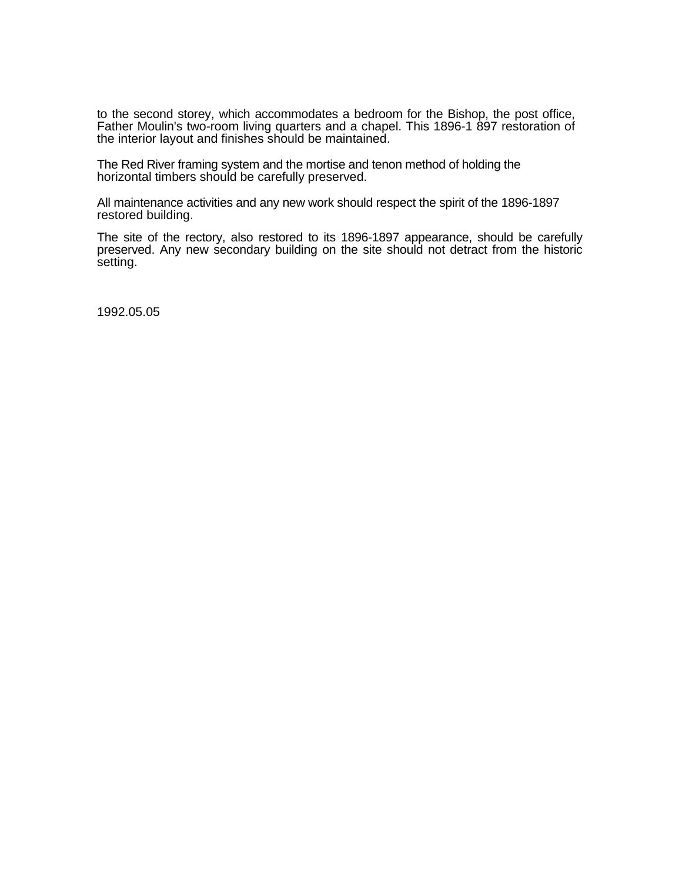to the second storey, which accommodates a bedroom for the Bishop, the post office, Father Moulin's two-room living quarters and a chapel. This 1896-1 897 restoration of the interior layout and finishes should be maintained.

The Red River framing system and the mortise and tenon method of holding the horizontal timbers should be carefully preserved.

All maintenance activities and any new work should respect the spirit of the 1896-1897 restored building.

The site of the rectory, also restored to its 1896-1897 appearance, should be carefully preserved. Any new secondary building on the site should not detract from the historic setting.

1992.05.05